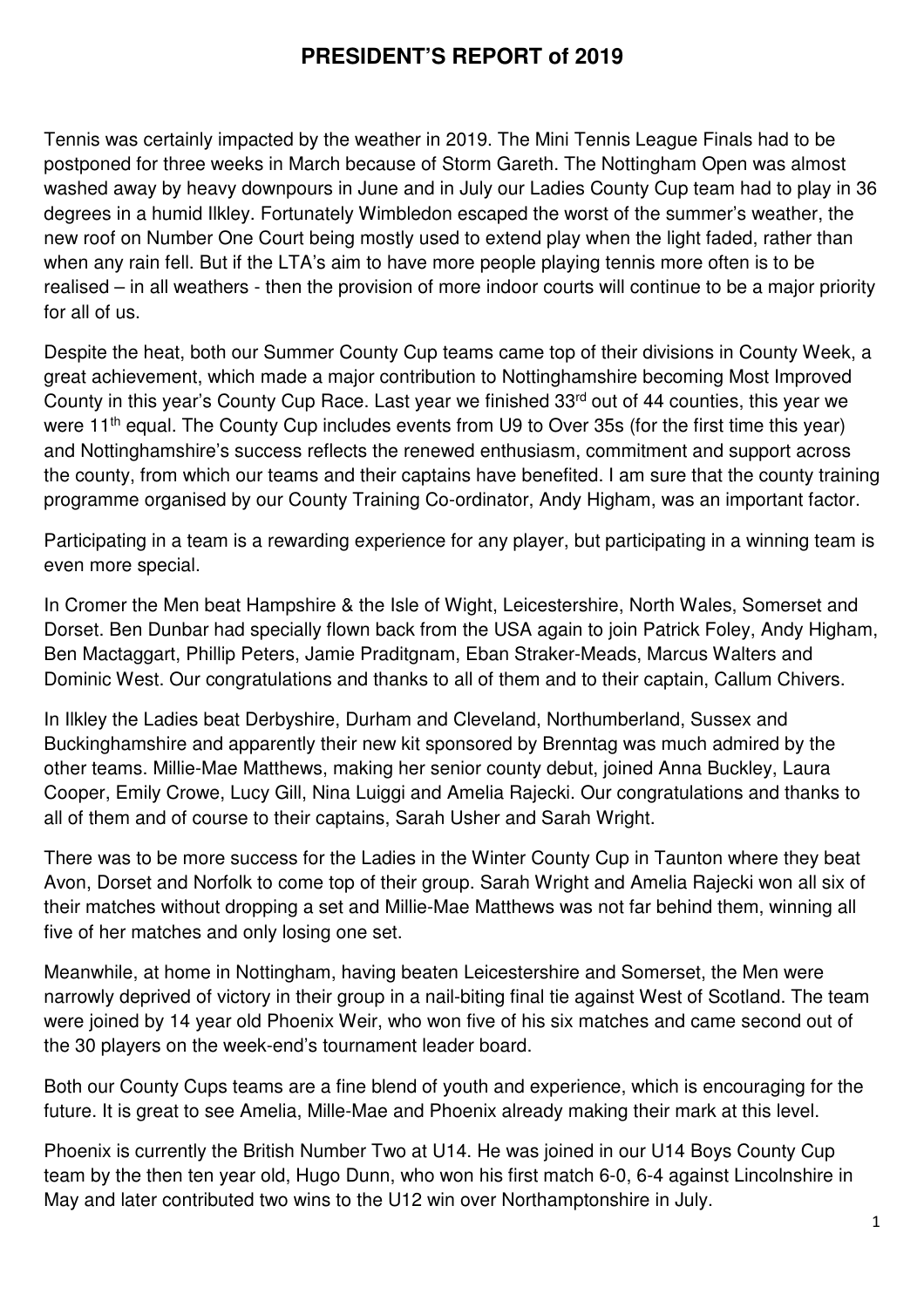# PRESIDENT'S REPORT of 2019

Tennis was certainly impacted by the weather in 2019. The Mini Tennis League Finals had to be postponed for three weeks in March because of Storm Gareth. The Nottingham Open was almost washed away by heavy downpours in June and in July our Ladies County Cup team had to play in 36 degrees in a humid Ilkley. Fortunately Wimbledon escaped the worst of the summer's weather, the new roof on Number One Court being mostly used to extend play when the light faded, rather than when any rain fell. But if the LTA's aim to have more people playing tennis more often is to be realised – in all weathers - then the provision of more indoor courts will continue to be a major priority for all of us.

Despite the heat, both our Summer County Cup teams came top of their divisions in County Week, a great achievement, which made a major contribution to Nottinghamshire becoming Most Improved County in this year's County Cup Race. Last year we finished 33rd out of 44 counties, this year we were 11th equal. The County Cup includes events from U9 to Over 35s (for the first time this year) and Nottinghamshire's success reflects the renewed enthusiasm, commitment and support across the county, from which our teams and their captains have benefited. I am sure that the county training programme organised by our County Training Co-ordinator, Andy Higham, was an important factor.

Participating in a team is a rewarding experience for any player, but participating in a winning team is even more special.

In Cromer the Men beat Hampshire & the Isle of Wight, Leicestershire, North Wales, Somerset and Dorset. Ben Dunbar had specially flown back from the USA again to join Patrick Foley, Andy Higham, Ben Mactaggart, Phillip Peters, Jamie Praditgnam, Eban Straker-Meads, Marcus Walters and Dominic West. Our congratulations and thanks to all of them and to their captain, Callum Chivers.

In Ilkley the Ladies beat Derbyshire, Durham and Cleveland, Northumberland, Sussex and Buckinghamshire and apparently their new kit sponsored by Brenntag was much admired by the other teams. Millie-Mae Matthews, making her senior county debut, joined Anna Buckley, Laura Cooper, Emily Crowe, Lucy Gill, Nina Luiggi and Amelia Rajecki. Our congratulations and thanks to all of them and of course to their captains, Sarah Usher and Sarah Wright.

There was to be more success for the Ladies in the Winter County Cup in Taunton where they beat Avon, Dorset and Norfolk to come top of their group. Sarah Wright and Amelia Rajecki won all six of their matches without dropping a set and Millie-Mae Matthews was not far behind them, winning all five of her matches and only losing one set.

Meanwhile, at home in Nottingham, having beaten Leicestershire and Somerset, the Men were narrowly deprived of victory in their group in a nail-biting final tie against West of Scotland. The team were joined by 14 year old Phoenix Weir, who won five of his six matches and came second out of the 30 players on the week-end's tournament leader board.

Both our County Cups teams are a fine blend of youth and experience, which is encouraging for the future. It is great to see Amelia, Mille-Mae and Phoenix already making their mark at this level.

Phoenix is currently the British Number Two at U14. He was joined in our U14 Boys County Cup team by the then ten year old, Hugo Dunn, who won his first match 6-0, 6-4 against Lincolnshire in May and later contributed two wins to the U12 win over Northamptonshire in July.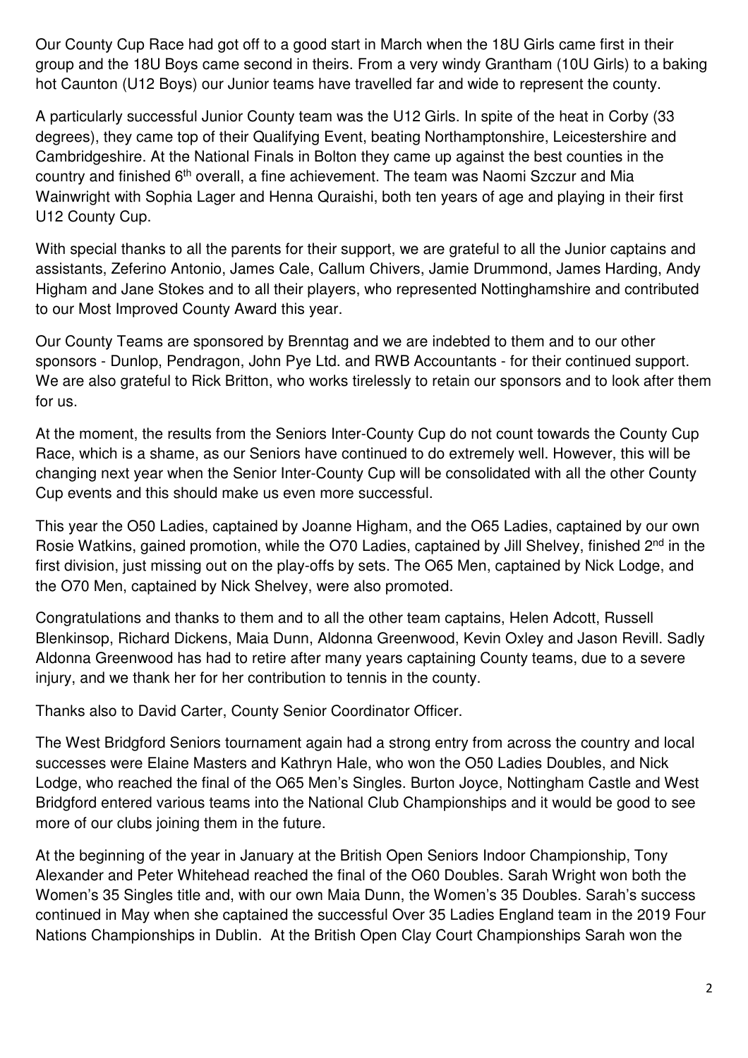Our County Cup Race had got off to a good start in March when the 18U Girls came first in their group and the 18U Boys came second in theirs. From a very windy Grantham (10U Girls) to a baking hot Caunton (U12 Boys) our Junior teams have travelled far and wide to represent the county.

A particularly successful Junior County team was the U12 Girls. In spite of the heat in Corby (33 degrees), they came top of their Qualifying Event, beating Northamptonshire, Leicestershire and Cambridgeshire. At the National Finals in Bolton they came up against the best counties in the country and finished 6th overall, a fine achievement. The team was Naomi Szczur and Mia Wainwright with Sophia Lager and Henna Quraishi, both ten years of age and playing in their first U12 County Cup.

With special thanks to all the parents for their support, we are grateful to all the Junior captains and assistants, Zeferino Antonio, James Cale, Callum Chivers, Jamie Drummond, James Harding, Andy Higham and Jane Stokes and to all their players, who represented Nottinghamshire and contributed to our Most Improved County Award this year.

Our County Teams are sponsored by Brenntag and we are indebted to them and to our other sponsors - Dunlop, Pendragon, John Pye Ltd. and RWB Accountants - for their continued support. We are also grateful to Rick Britton, who works tirelessly to retain our sponsors and to look after them for us.

At the moment, the results from the Seniors Inter-County Cup do not count towards the County Cup Race, which is a shame, as our Seniors have continued to do extremely well. However, this will be changing next year when the Senior Inter-County Cup will be consolidated with all the other County Cup events and this should make us even more successful.

This year the O50 Ladies, captained by Joanne Higham, and the O65 Ladies, captained by our own Rosie Watkins, gained promotion, while the O70 Ladies, captained by Jill Shelvey, finished 2nd in the first division, just missing out on the play-offs by sets. The O65 Men, captained by Nick Lodge, and the O70 Men, captained by Nick Shelvey, were also promoted.

Congratulations and thanks to them and to all the other team captains, Helen Adcott, Russell Blenkinsop, Richard Dickens, Maia Dunn, Aldonna Greenwood, Kevin Oxley and Jason Revill. Sadly Aldonna Greenwood has had to retire after many years captaining County teams, due to a severe injury, and we thank her for her contribution to tennis in the county.

Thanks also to David Carter, County Senior Coordinator Officer.

The West Bridgford Seniors tournament again had a strong entry from across the country and local successes were Elaine Masters and Kathryn Hale, who won the O50 Ladies Doubles, and Nick Lodge, who reached the final of the O65 Men's Singles. Burton Joyce, Nottingham Castle and West Bridgford entered various teams into the National Club Championships and it would be good to see more of our clubs joining them in the future.

At the beginning of the year in January at the British Open Seniors Indoor Championship, Tony Alexander and Peter Whitehead reached the final of the O60 Doubles. Sarah Wright won both the Women's 35 Singles title and, with our own Maia Dunn, the Women's 35 Doubles. Sarah's success continued in May when she captained the successful Over 35 Ladies England team in the 2019 Four Nations Championships in Dublin. At the British Open Clay Court Championships Sarah won the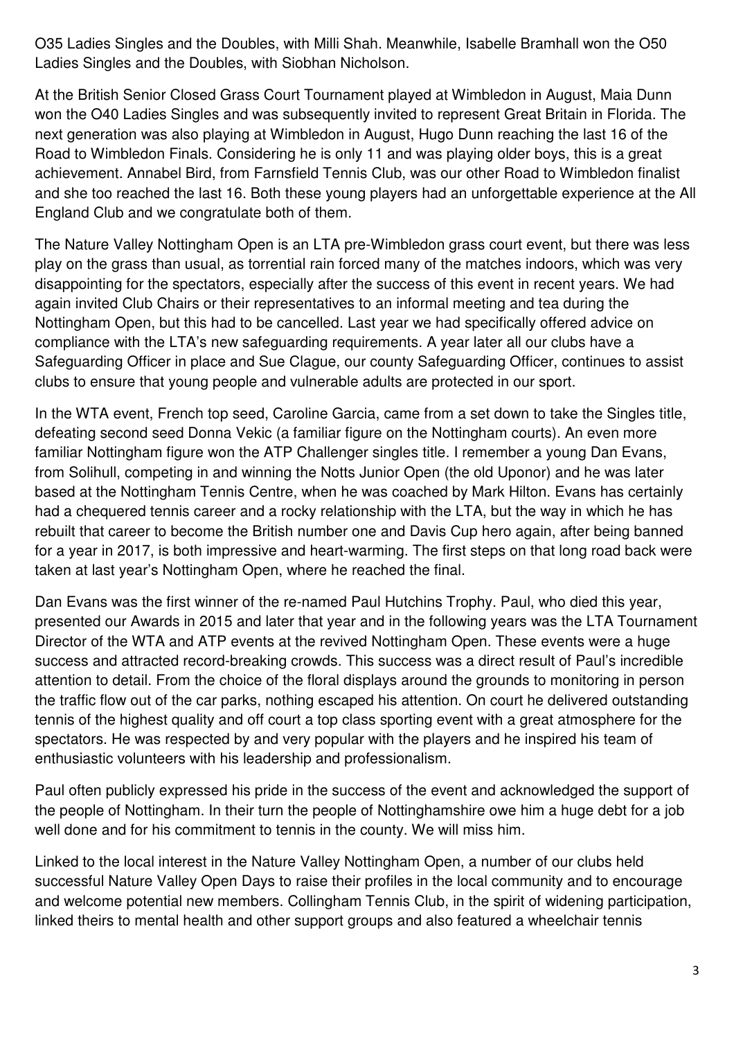O35 Ladies Singles and the Doubles, with Milli Shah. Meanwhile, Isabelle Bramhall won the O50 Ladies Singles and the Doubles, with Siobhan Nicholson.

At the British Senior Closed Grass Court Tournament played at Wimbledon in August, Maia Dunn won the O40 Ladies Singles and was subsequently invited to represent Great Britain in Florida. The next generation was also playing at Wimbledon in August, Hugo Dunn reaching the last 16 of the Road to Wimbledon Finals. Considering he is only 11 and was playing older boys, this is a great achievement. Annabel Bird, from Farnsfield Tennis Club, was our other Road to Wimbledon finalist and she too reached the last 16. Both these young players had an unforgettable experience at the All England Club and we congratulate both of them.

The Nature Valley Nottingham Open is an LTA pre-Wimbledon grass court event, but there was less play on the grass than usual, as torrential rain forced many of the matches indoors, which was very disappointing for the spectators, especially after the success of this event in recent years. We had again invited Club Chairs or their representatives to an informal meeting and tea during the Nottingham Open, but this had to be cancelled. Last year we had specifically offered advice on compliance with the LTA's new safeguarding requirements. A year later all our clubs have a Safeguarding Officer in place and Sue Clague, our county Safeguarding Officer, continues to assist clubs to ensure that young people and vulnerable adults are protected in our sport.

In the WTA event, French top seed, Caroline Garcia, came from a set down to take the Singles title, defeating second seed Donna Vekic (a familiar figure on the Nottingham courts). An even more familiar Nottingham figure won the ATP Challenger singles title. I remember a young Dan Evans, from Solihull, competing in and winning the Notts Junior Open (the old Uponor) and he was later based at the Nottingham Tennis Centre, when he was coached by Mark Hilton. Evans has certainly had a chequered tennis career and a rocky relationship with the LTA, but the way in which he has rebuilt that career to become the British number one and Davis Cup hero again, after being banned for a year in 2017, is both impressive and heart-warming. The first steps on that long road back were taken at last year's Nottingham Open, where he reached the final.

Dan Evans was the first winner of the re-named Paul Hutchins Trophy. Paul, who died this year, presented our Awards in 2015 and later that year and in the following years was the LTA Tournament Director of the WTA and ATP events at the revived Nottingham Open. These events were a huge success and attracted record-breaking crowds. This success was a direct result of Paul's incredible attention to detail. From the choice of the floral displays around the grounds to monitoring in person the traffic flow out of the car parks, nothing escaped his attention. On court he delivered outstanding tennis of the highest quality and off court a top class sporting event with a great atmosphere for the spectators. He was respected by and very popular with the players and he inspired his team of enthusiastic volunteers with his leadership and professionalism.

Paul often publicly expressed his pride in the success of the event and acknowledged the support of the people of Nottingham. In their turn the people of Nottinghamshire owe him a huge debt for a job well done and for his commitment to tennis in the county. We will miss him.

Linked to the local interest in the Nature Valley Nottingham Open, a number of our clubs held successful Nature Valley Open Days to raise their profiles in the local community and to encourage and welcome potential new members. Collingham Tennis Club, in the spirit of widening participation, linked theirs to mental health and other support groups and also featured a wheelchair tennis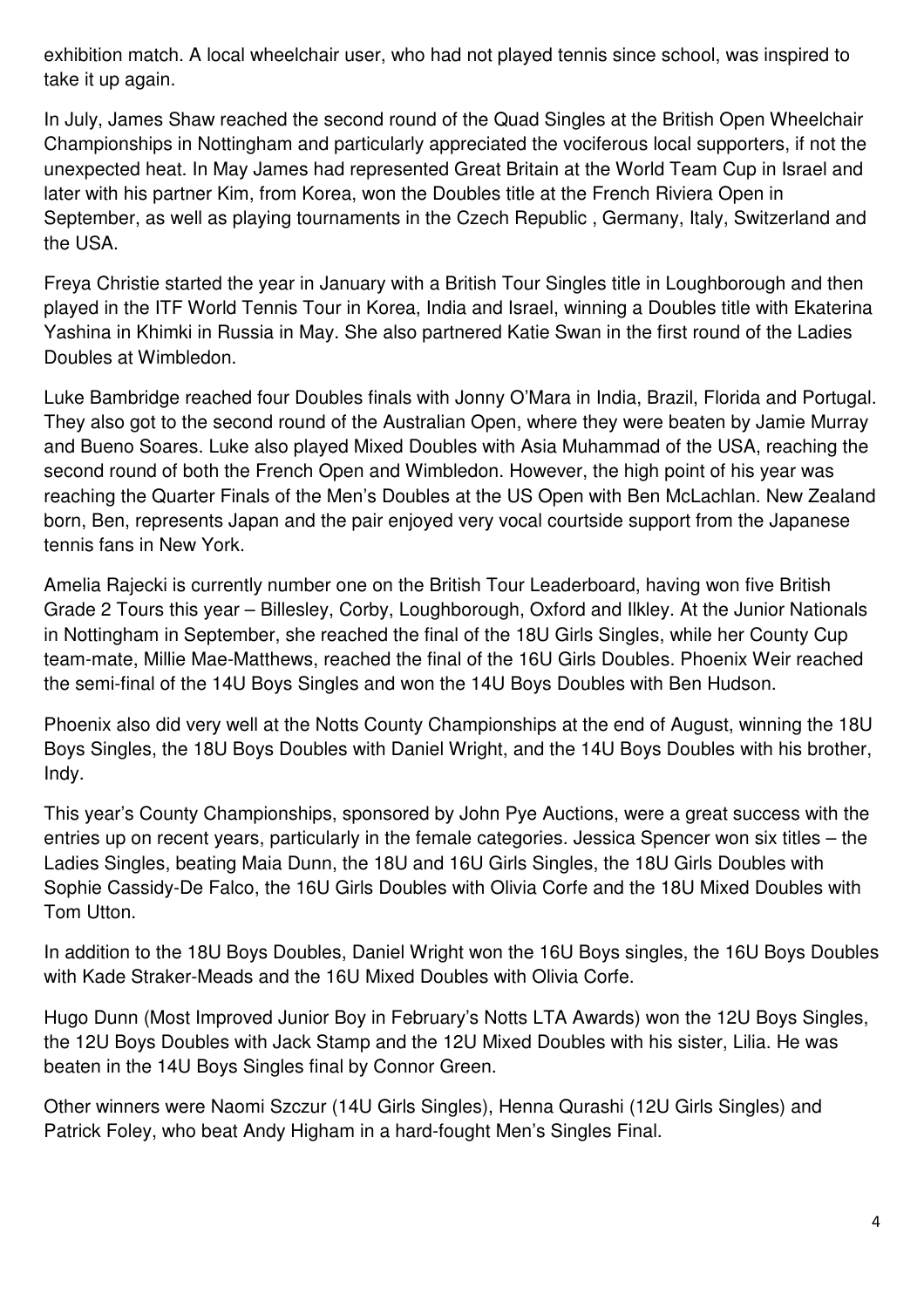exhibition match. A local wheelchair user, who had not played tennis since school, was inspired to take it up again.

In July, James Shaw reached the second round of the Quad Singles at the British Open Wheelchair Championships in Nottingham and particularly appreciated the vociferous local supporters, if not the unexpected heat. In May James had represented Great Britain at the World Team Cup in Israel and later with his partner Kim, from Korea, won the Doubles title at the French Riviera Open in September, as well as playing tournaments in the Czech Republic , Germany, Italy, Switzerland and the USA.

Freya Christie started the year in January with a British Tour Singles title in Loughborough and then played in the ITF World Tennis Tour in Korea, India and Israel, winning a Doubles title with Ekaterina Yashina in Khimki in Russia in May. She also partnered Katie Swan in the first round of the Ladies Doubles at Wimbledon.

Luke Bambridge reached four Doubles finals with Jonny O'Mara in India, Brazil, Florida and Portugal. They also got to the second round of the Australian Open, where they were beaten by Jamie Murray and Bueno Soares. Luke also played Mixed Doubles with Asia Muhammad of the USA, reaching the second round of both the French Open and Wimbledon. However, the high point of his year was reaching the Quarter Finals of the Men's Doubles at the US Open with Ben McLachlan. New Zealand born, Ben, represents Japan and the pair enjoyed very vocal courtside support from the Japanese tennis fans in New York.

Amelia Rajecki is currently number one on the British Tour Leaderboard, having won five British Grade 2 Tours this year – Billesley, Corby, Loughborough, Oxford and Ilkley. At the Junior Nationals in Nottingham in September, she reached the final of the 18U Girls Singles, while her County Cup team-mate, Millie Mae-Matthews, reached the final of the 16U Girls Doubles. Phoenix Weir reached the semi-final of the 14U Boys Singles and won the 14U Boys Doubles with Ben Hudson.

Phoenix also did very well at the Notts County Championships at the end of August, winning the 18U Boys Singles, the 18U Boys Doubles with Daniel Wright, and the 14U Boys Doubles with his brother, Indy.

This year's County Championships, sponsored by John Pye Auctions, were a great success with the entries up on recent years, particularly in the female categories. Jessica Spencer won six titles – the Ladies Singles, beating Maia Dunn, the 18U and 16U Girls Singles, the 18U Girls Doubles with Sophie Cassidy-De Falco, the 16U Girls Doubles with Olivia Corfe and the 18U Mixed Doubles with Tom Utton.

In addition to the 18U Boys Doubles, Daniel Wright won the 16U Boys singles, the 16U Boys Doubles with Kade Straker-Meads and the 16U Mixed Doubles with Olivia Corfe.

Hugo Dunn (Most Improved Junior Boy in February's Notts LTA Awards) won the 12U Boys Singles, the 12U Boys Doubles with Jack Stamp and the 12U Mixed Doubles with his sister, Lilia. He was beaten in the 14U Boys Singles final by Connor Green.

Other winners were Naomi Szczur (14U Girls Singles), Henna Qurashi (12U Girls Singles) and Patrick Foley, who beat Andy Higham in a hard-fought Men's Singles Final.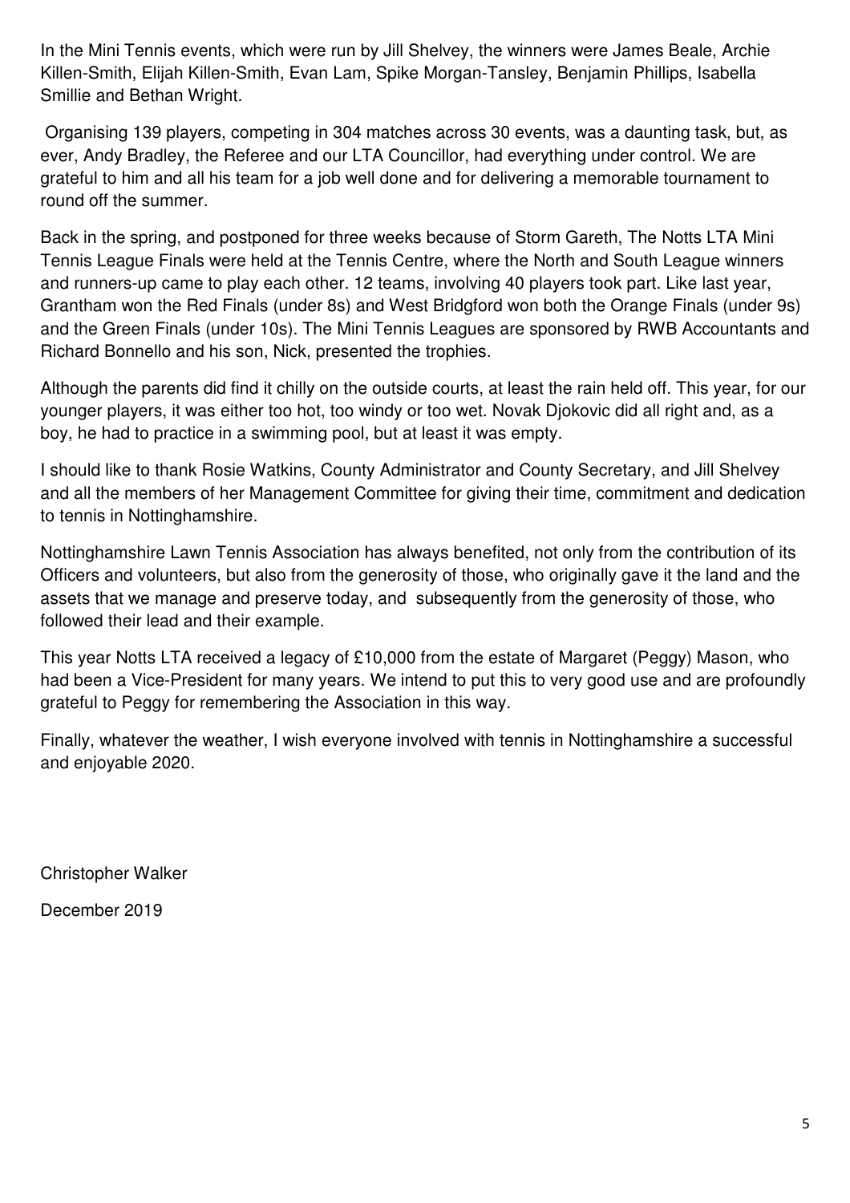In the Mini Tennis events, which were run by Jill Shelvey, the winners were James Beale, Archie Killen-Smith, Elijah Killen-Smith, Evan Lam, Spike Morgan-Tansley, Benjamin Phillips, Isabella Smillie and Bethan Wright.

Organising 139 players, competing in 304 matches across 30 events, was a daunting task, but, as ever, Andy Bradley, the Referee and our LTA Councillor, had everything under control. We are grateful to him and all his team for a job well done and for delivering a memorable tournament to round off the summer.

Back in the spring, and postponed for three weeks because of Storm Gareth, The Notts LTA Mini Tennis League Finals were held at the Tennis Centre, where the North and South League winners and runners-up came to play each other. 12 teams, involving 40 players took part. Like last year, Grantham won the Red Finals (under 8s) and West Bridgford won both the Orange Finals (under 9s) and the Green Finals (under 10s). The Mini Tennis Leagues are sponsored by RWB Accountants and Richard Bonnello and his son, Nick, presented the trophies.

Although the parents did find it chilly on the outside courts, at least the rain held off. This year, for our younger players, it was either too hot, too windy or too wet. Novak Djokovic did all right and, as a boy, he had to practice in a swimming pool, but at least it was empty.

I should like to thank Rosie Watkins, County Administrator and County Secretary, and Jill Shelvey and all the members of her Management Committee for giving their time, commitment and dedication to tennis in Nottinghamshire.

Nottinghamshire Lawn Tennis Association has always benefited, not only from the contribution of its Officers and volunteers, but also from the generosity of those, who originally gave it the land and the assets that we manage and preserve today, and subsequently from the generosity of those, who followed their lead and their example.

This year Notts LTA received a legacy of £10,000 from the estate of Margaret (Peggy) Mason, who had been a Vice-President for many years. We intend to put this to very good use and are profoundly grateful to Peggy for remembering the Association in this way.

Finally, whatever the weather, I wish everyone involved with tennis in Nottinghamshire a successful and enjoyable 2020.

Christopher Walker

December 2019